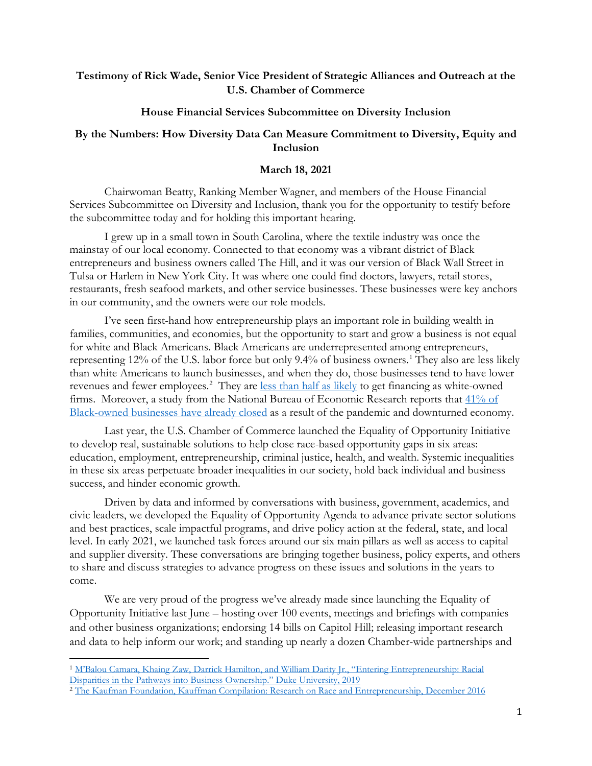**Testimony of Rick Wade, Senior Vice President of Strategic Alliances and Outreach at the U.S. Chamber of Commerce**

**House Financial Services Subcommittee on Diversity Inclusion**

**By the Numbers: How Diversity Data Can Measure Commitment to Diversity, Equity and Inclusion**

**March 18, 2021**

Chairwoman Beatty, Ranking Member Wagner, and members of the House Financial Services Subcommittee on Diversity and Inclusion, thank you for the opportunity to testify before the subcommittee today and for holding this important hearing.

I grew up in a small town in South Carolina, where the textile industry was once the mainstay of our local economy. Connected to that economy was a vibrant district of Black entrepreneurs and business owners called The Hill, and it was our version of Black Wall Street in Tulsa or Harlem in New York City. It was where one could find doctors, lawyers, retail stores, restaurants, fresh seafood markets, and other service businesses. These businesses were key anchors in our community, and the owners were our role models.

I've seen first-hand how entrepreneurship plays an important role in building wealth in families, communities, and economies, but the opportunity to start and grow a business is not equal for white and Black Americans. Black Americans are underrepresented among entrepreneurs, representing 12% of the U.S. labor force but only 9.4% of business owners.[1] They also are less likely than white Americans to launch businesses, and when they do, those businesses tend to have lower revenues and fewer employees.[2] They are less than half as likely to get financing as white-owned firms. Moreover, a study from the National Bureau of Economic Research reports that 41% of Black-owned businesses have already closed as a result of the pandemic and downturned economy.

Last year, the U.S. Chamber of Commerce launched the Equality of Opportunity Initiative to develop real, sustainable solutions to help close race-based opportunity gaps in six areas: education, employment, entrepreneurship, criminal justice, health, and wealth. Systemic inequalities in these six areas perpetuate broader inequalities in our society, hold back individual and business success, and hinder economic growth.

Driven by data and informed by conversations with business, government, academics, and civic leaders, we developed the Equality of Opportunity Agenda to advance private sector solutions and best practices, scale impactful programs, and drive policy action at the federal, state, and local level. In early 2021, we launched task forces around our six main pillars as well as access to capital and supplier diversity. These conversations are bringing together business, policy experts, and others to share and discuss strategies to advance progress on these issues and solutions in the years to come.

We are very proud of the progress we've already made since launching the Equality of Opportunity Initiative last June – hosting over 100 events, meetings and briefings with companies and other business organizations; endorsing 14 bills on Capitol Hill; releasing important research and data to help inform our work; and standing up nearly a dozen Chamber-wide partnerships and

---

[1] M'Balou Camara, Khaing Zaw, Darrick Hamilton, and William Darity Jr., "Entering Entrepreneurship: Racial Disparities in the Pathways into Business Ownership." Duke University, 2019

[2] The Kaufman Foundation, Kauffman Compilation: Research on Race and Entrepreneurship, December 2016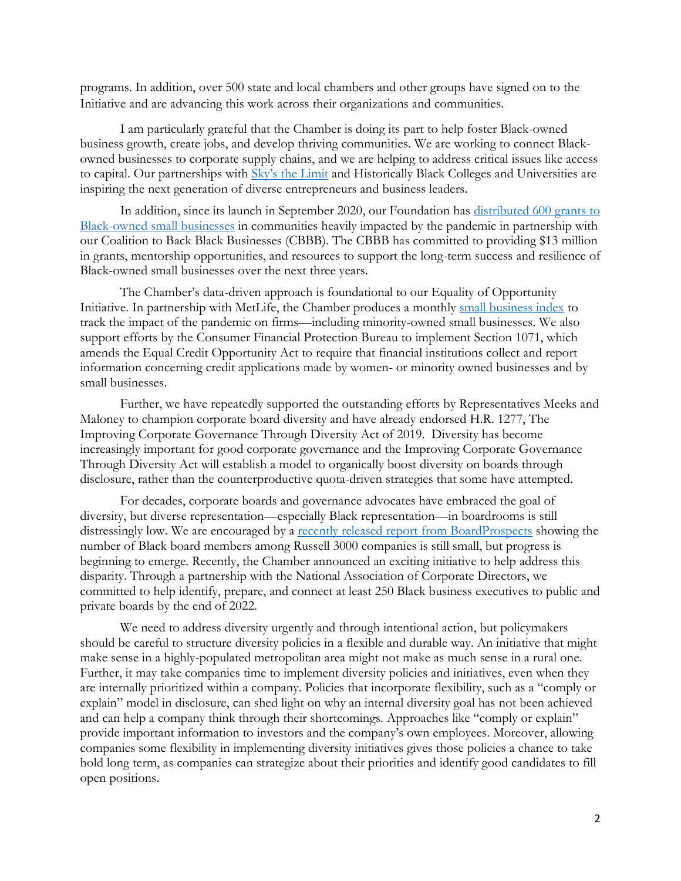programs. In addition, over 500 state and local chambers and other groups have signed on to the Initiative and are advancing this work across their organizations and communities.

I am particularly grateful that the Chamber is doing its part to help foster Black-owned business growth, create jobs, and develop thriving communities. We are working to connect Black-owned businesses to corporate supply chains, and we are helping to address critical issues like access to capital. Our partnerships with Sky's the Limit and Historically Black Colleges and Universities are inspiring the next generation of diverse entrepreneurs and business leaders.

In addition, since its launch in September 2020, our Foundation has distributed 600 grants to Black-owned small businesses in communities heavily impacted by the pandemic in partnership with our Coalition to Back Black Businesses (CBBB). The CBBB has committed to providing $13 million in grants, mentorship opportunities, and resources to support the long-term success and resilience of Black-owned small businesses over the next three years.

The Chamber's data-driven approach is foundational to our Equality of Opportunity Initiative. In partnership with MetLife, the Chamber produces a monthly small business index to track the impact of the pandemic on firms—including minority-owned small businesses. We also support efforts by the Consumer Financial Protection Bureau to implement Section 1071, which amends the Equal Credit Opportunity Act to require that financial institutions collect and report information concerning credit applications made by women- or minority owned businesses and by small businesses.

Further, we have repeatedly supported the outstanding efforts by Representatives Meeks and Maloney to champion corporate board diversity and have already endorsed H.R. 1277, The Improving Corporate Governance Through Diversity Act of 2019. Diversity has become increasingly important for good corporate governance and the Improving Corporate Governance Through Diversity Act will establish a model to organically boost diversity on boards through disclosure, rather than the counterproductive quota-driven strategies that some have attempted.

For decades, corporate boards and governance advocates have embraced the goal of diversity, but diverse representation—especially Black representation—in boardrooms is still distressingly low. We are encouraged by a recently released report from BoardProspects showing the number of Black board members among Russell 3000 companies is still small, but progress is beginning to emerge. Recently, the Chamber announced an exciting initiative to help address this disparity. Through a partnership with the National Association of Corporate Directors, we committed to help identify, prepare, and connect at least 250 Black business executives to public and private boards by the end of 2022.

We need to address diversity urgently and through intentional action, but policymakers should be careful to structure diversity policies in a flexible and durable way. An initiative that might make sense in a highly-populated metropolitan area might not make as much sense in a rural one. Further, it may take companies time to implement diversity policies and initiatives, even when they are internally prioritized within a company. Policies that incorporate flexibility, such as a "comply or explain" model in disclosure, can shed light on why an internal diversity goal has not been achieved and can help a company think through their shortcomings. Approaches like "comply or explain" provide important information to investors and the company's own employees. Moreover, allowing companies some flexibility in implementing diversity initiatives gives those policies a chance to take hold long term, as companies can strategize about their priorities and identify good candidates to fill open positions.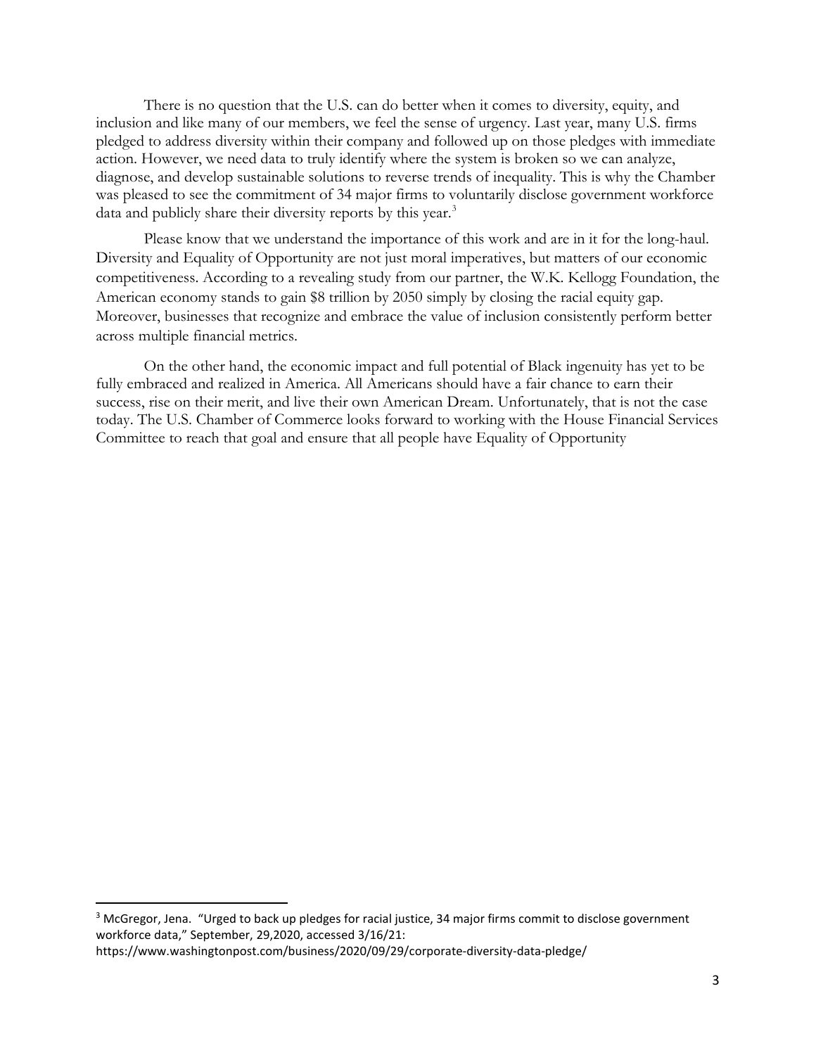There is no question that the U.S. can do better when it comes to diversity, equity, and inclusion and like many of our members, we feel the sense of urgency. Last year, many U.S. firms pledged to address diversity within their company and followed up on those pledges with immediate action. However, we need data to truly identify where the system is broken so we can analyze, diagnose, and develop sustainable solutions to reverse trends of inequality. This is why the Chamber was pleased to see the commitment of 34 major firms to voluntarily disclose government workforce data and publicly share their diversity reports by this year.[3]

Please know that we understand the importance of this work and are in it for the long-haul. Diversity and Equality of Opportunity are not just moral imperatives, but matters of our economic competitiveness. According to a revealing study from our partner, the W.K. Kellogg Foundation, the American economy stands to gain $8 trillion by 2050 simply by closing the racial equity gap. Moreover, businesses that recognize and embrace the value of inclusion consistently perform better across multiple financial metrics.

On the other hand, the economic impact and full potential of Black ingenuity has yet to be fully embraced and realized in America. All Americans should have a fair chance to earn their success, rise on their merit, and live their own American Dream. Unfortunately, that is not the case today. The U.S. Chamber of Commerce looks forward to working with the House Financial Services Committee to reach that goal and ensure that all people have Equality of Opportunity

---

[3] McGregor, Jena. "Urged to back up pledges for racial justice, 34 major firms commit to disclose government workforce data," September, 29,2020, accessed 3/16/21: https://www.washingtonpost.com/business/2020/09/29/corporate-diversity-data-pledge/